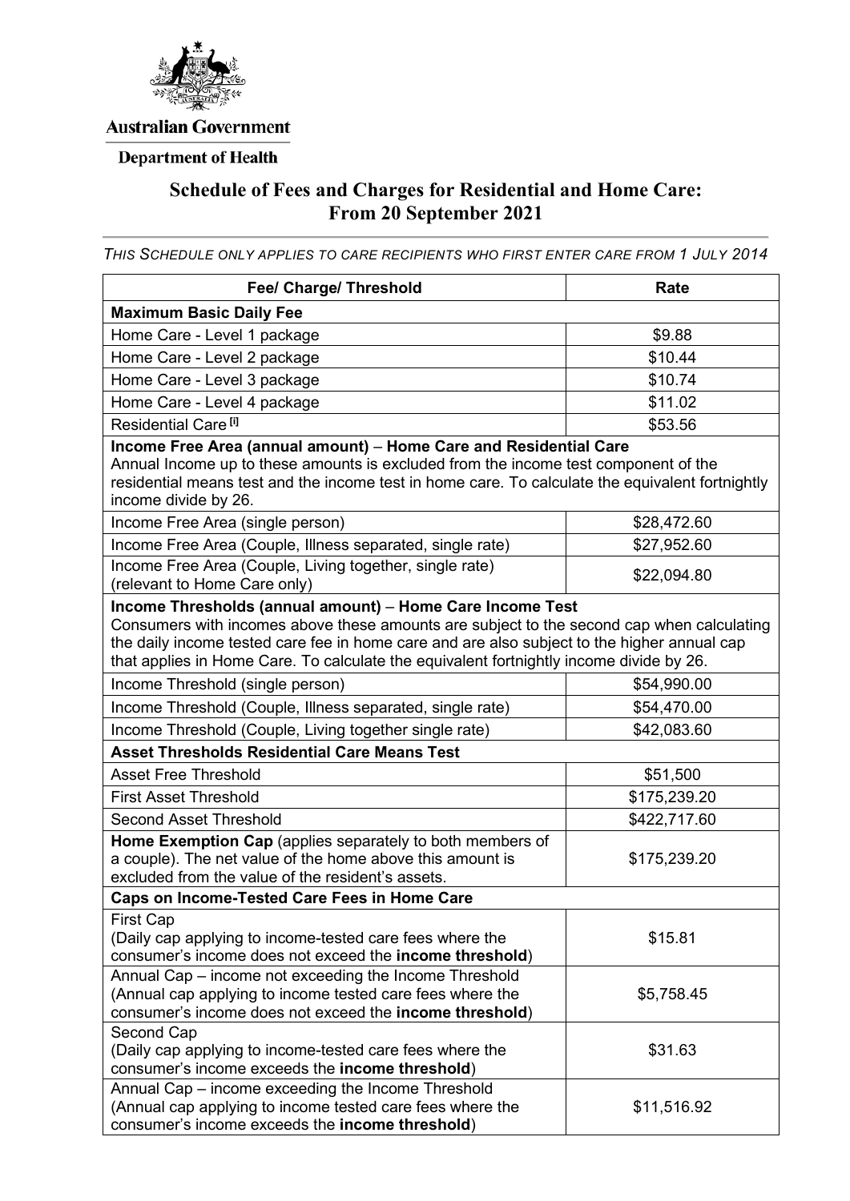Australian Government

Department of Health

# Schedule of Fees and Charges for Residential and Home Care: From 20 September 2021

*THIS SCHEDULE ONLY APPLIES TO CARE RECIPIENTS WHO FIRST ENTER CARE FROM 1 JULY 2014*

| Fee/ Charge/ Threshold | Rate |
|---|---|
| **Maximum Basic Daily Fee** | |
| Home Care - Level 1 package | $9.88 |
| Home Care - Level 2 package | $10.44 |
| Home Care - Level 3 package | $10.74 |
| Home Care - Level 4 package | $11.02 |
| Residential Care [i] | $53.56 |
| **Income Free Area (annual amount)** – **Home Care and Residential Care** Annual Income up to these amounts is excluded from the income test component of the residential means test and the income test in home care. To calculate the equivalent fortnightly income divide by 26. | |
| Income Free Area (single person) | $28,472.60 |
| Income Free Area (Couple, Illness separated, single rate) | $27,952.60 |
| Income Free Area (Couple, Living together, single rate) (relevant to Home Care only) | $22,094.80 |
| **Income Thresholds (annual amount)** – **Home Care Income Test** Consumers with incomes above these amounts are subject to the second cap when calculating the daily income tested care fee in home care and are also subject to the higher annual cap that applies in Home Care. To calculate the equivalent fortnightly income divide by 26. | |
| Income Threshold (single person) | $54,990.00 |
| Income Threshold (Couple, Illness separated, single rate) | $54,470.00 |
| Income Threshold (Couple, Living together single rate) | $42,083.60 |
| **Asset Thresholds Residential Care Means Test** | |
| Asset Free Threshold | $51,500 |
| First Asset Threshold | $175,239.20 |
| Second Asset Threshold | $422,717.60 |
| **Home Exemption Cap** (applies separately to both members of a couple). The net value of the home above this amount is excluded from the value of the resident's assets. | $175,239.20 |
| **Caps on Income-Tested Care Fees in Home Care** | |
| First Cap (Daily cap applying to income-tested care fees where the consumer's income does not exceed the **income threshold**) | $15.81 |
| Annual Cap – income not exceeding the Income Threshold (Annual cap applying to income tested care fees where the consumer's income does not exceed the **income threshold**) | $5,758.45 |
| Second Cap (Daily cap applying to income-tested care fees where the consumer's income exceeds the **income threshold**) | $31.63 |
| Annual Cap – income exceeding the Income Threshold (Annual cap applying to income tested care fees where the consumer's income exceeds the **income threshold**) | $11,516.92 |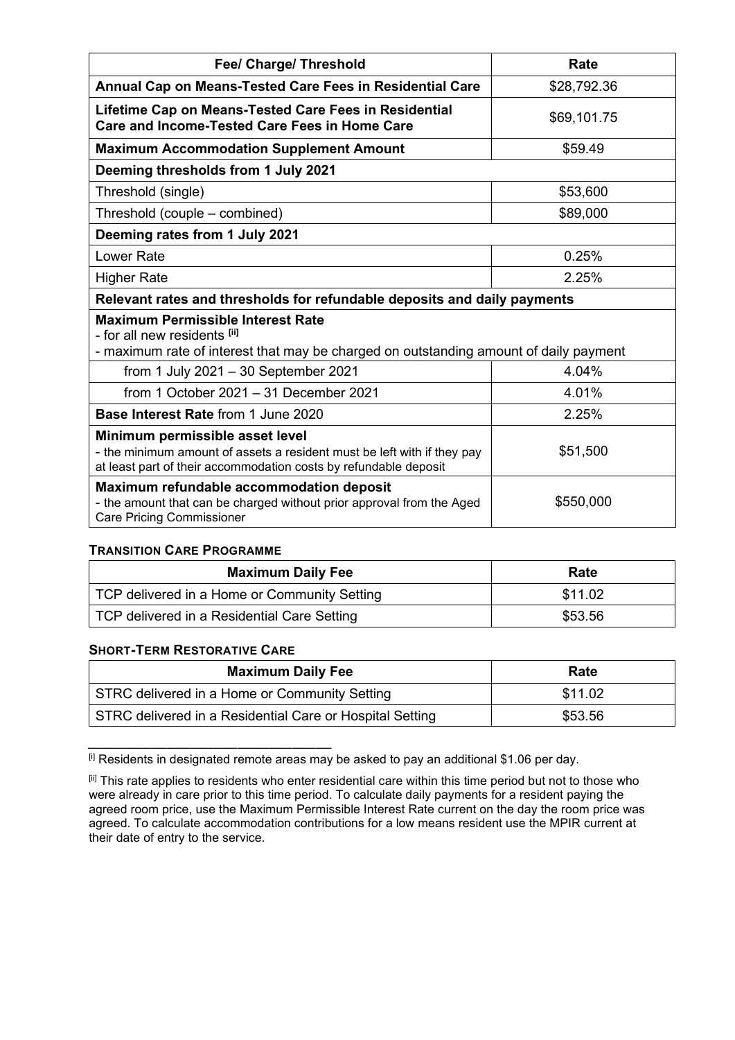| Fee/ Charge/ Threshold | Rate |
|---|---|
| **Annual Cap on Means-Tested Care Fees in Residential Care** | $28,792.36 |
| **Lifetime Cap on Means-Tested Care Fees in Residential Care and Income-Tested Care Fees in Home Care** | $69,101.75 |
| **Maximum Accommodation Supplement Amount** | $59.49 |
| **Deeming thresholds from 1 July 2021** | |
| Threshold (single) | $53,600 |
| Threshold (couple – combined) | $89,000 |
| **Deeming rates from 1 July 2021** | |
| Lower Rate | 0.25% |
| Higher Rate | 2.25% |
| **Relevant rates and thresholds for refundable deposits and daily payments** | |
| **Maximum Permissible Interest Rate** - for all new residents [ii] - maximum rate of interest that may be charged on outstanding amount of daily payment | |
| from 1 July 2021 – 30 September 2021 | 4.04% |
| from 1 October 2021 – 31 December 2021 | 4.01% |
| **Base Interest Rate** from 1 June 2020 | 2.25% |
| **Minimum permissible asset level** - the minimum amount of assets a resident must be left with if they pay at least part of their accommodation costs by refundable deposit | $51,500 |
| **Maximum refundable accommodation deposit** - the amount that can be charged without prior approval from the Aged Care Pricing Commissioner | $550,000 |

**TRANSITION CARE PROGRAMME**

| Maximum Daily Fee | Rate |
|---|---|
| TCP delivered in a Home or Community Setting | $11.02 |
| TCP delivered in a Residential Care Setting | $53.56 |

**SHORT-TERM RESTORATIVE CARE**

| Maximum Daily Fee | Rate |
|---|---|
| STRC delivered in a Home or Community Setting | $11.02 |
| STRC delivered in a Residential Care or Hospital Setting | $53.56 |

---

[i] Residents in designated remote areas may be asked to pay an additional $1.06 per day.

[ii] This rate applies to residents who enter residential care within this time period but not to those who were already in care prior to this time period. To calculate daily payments for a resident paying the agreed room price, use the Maximum Permissible Interest Rate current on the day the room price was agreed. To calculate accommodation contributions for a low means resident use the MPIR current at their date of entry to the service.